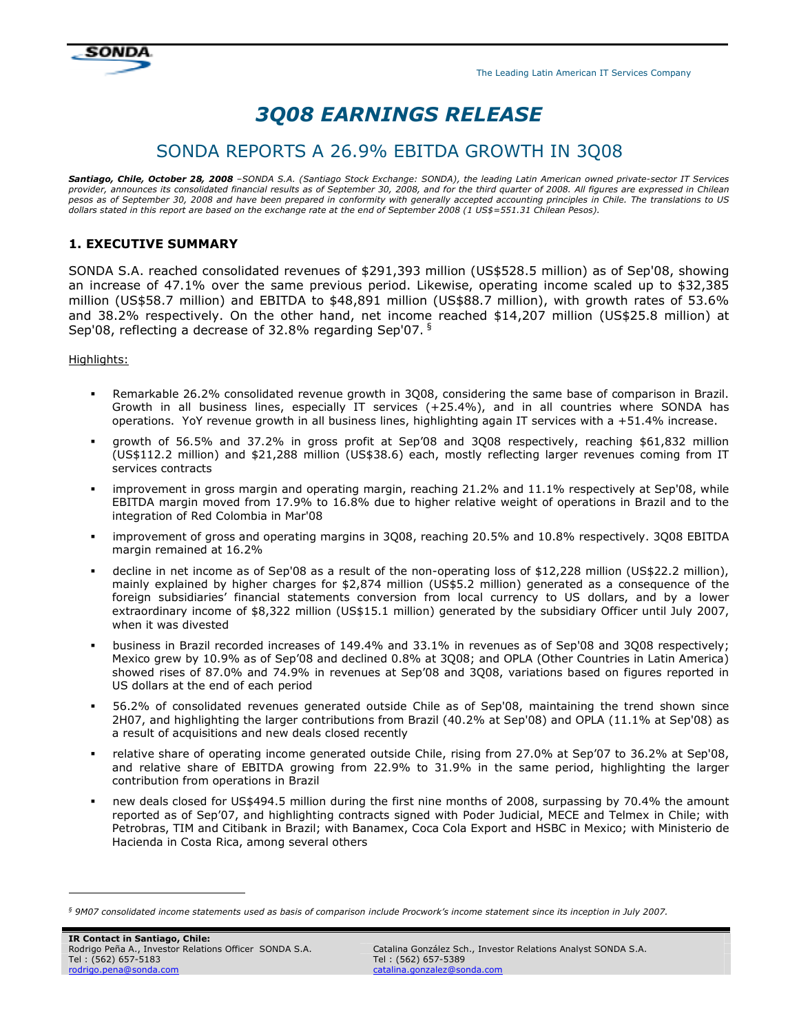The Leading Latin American IT Services Company

# 3Q08 EARNINGS RELEASE

## SONDA REPORTS A 26.9% EBITDA GROWTH IN 3Q08

***Santiago, Chile, October 28, 2008*** *–SONDA S.A. (Santiago Stock Exchange: SONDA), the leading Latin American owned private-sector IT Services provider, announces its consolidated financial results as of September 30, 2008, and for the third quarter of 2008. All figures are expressed in Chilean pesos as of September 30, 2008 and have been prepared in conformity with generally accepted accounting principles in Chile. The translations to US dollars stated in this report are based on the exchange rate at the end of September 2008 (1 US$=551.31 Chilean Pesos).*

### 1. EXECUTIVE SUMMARY

SONDA S.A. reached consolidated revenues of $291,393 million (US$528.5 million) as of Sep'08, showing an increase of 47.1% over the same previous period. Likewise, operating income scaled up to $32,385 million (US$58.7 million) and EBITDA to $48,891 million (US$88.7 million), with growth rates of 53.6% and 38.2% respectively. On the other hand, net income reached $14,207 million (US$25.8 million) at Sep'08, reflecting a decrease of 32.8% regarding Sep'07. [§]

Highlights:

- Remarkable 26.2% consolidated revenue growth in 3Q08, considering the same base of comparison in Brazil. Growth in all business lines, especially IT services (+25.4%), and in all countries where SONDA has operations. YoY revenue growth in all business lines, highlighting again IT services with a +51.4% increase.
- growth of 56.5% and 37.2% in gross profit at Sep'08 and 3Q08 respectively, reaching $61,832 million (US$112.2 million) and $21,288 million (US$38.6) each, mostly reflecting larger revenues coming from IT services contracts
- improvement in gross margin and operating margin, reaching 21.2% and 11.1% respectively at Sep'08, while EBITDA margin moved from 17.9% to 16.8% due to higher relative weight of operations in Brazil and to the integration of Red Colombia in Mar'08
- improvement of gross and operating margins in 3Q08, reaching 20.5% and 10.8% respectively. 3Q08 EBITDA margin remained at 16.2%
- decline in net income as of Sep'08 as a result of the non-operating loss of $12,228 million (US$22.2 million), mainly explained by higher charges for $2,874 million (US$5.2 million) generated as a consequence of the foreign subsidiaries' financial statements conversion from local currency to US dollars, and by a lower extraordinary income of $8,322 million (US$15.1 million) generated by the subsidiary Officer until July 2007, when it was divested
- business in Brazil recorded increases of 149.4% and 33.1% in revenues as of Sep'08 and 3Q08 respectively; Mexico grew by 10.9% as of Sep'08 and declined 0.8% at 3Q08; and OPLA (Other Countries in Latin America) showed rises of 87.0% and 74.9% in revenues at Sep'08 and 3Q08, variations based on figures reported in US dollars at the end of each period
- 56.2% of consolidated revenues generated outside Chile as of Sep'08, maintaining the trend shown since 2H07, and highlighting the larger contributions from Brazil (40.2% at Sep'08) and OPLA (11.1% at Sep'08) as a result of acquisitions and new deals closed recently
- relative share of operating income generated outside Chile, rising from 27.0% at Sep'07 to 36.2% at Sep'08, and relative share of EBITDA growing from 22.9% to 31.9% in the same period, highlighting the larger contribution from operations in Brazil
- new deals closed for US$494.5 million during the first nine months of 2008, surpassing by 70.4% the amount reported as of Sep'07, and highlighting contracts signed with Poder Judicial, MECE and Telmex in Chile; with Petrobras, TIM and Citibank in Brazil; with Banamex, Coca Cola Export and HSBC in Mexico; with Ministerio de Hacienda in Costa Rica, among several others

---

[§] *9M07 consolidated income statements used as basis of comparison include Procwork's income statement since its inception in July 2007.*

**IR Contact in Santiago, Chile:**
Rodrigo Peña A., Investor Relations Officer SONDA S.A.
Tel : (562) 657-5183
rodrigo.pena@sonda.com

Catalina González Sch., Investor Relations Analyst SONDA S.A.
Tel : (562) 657-5389
catalina.gonzalez@sonda.com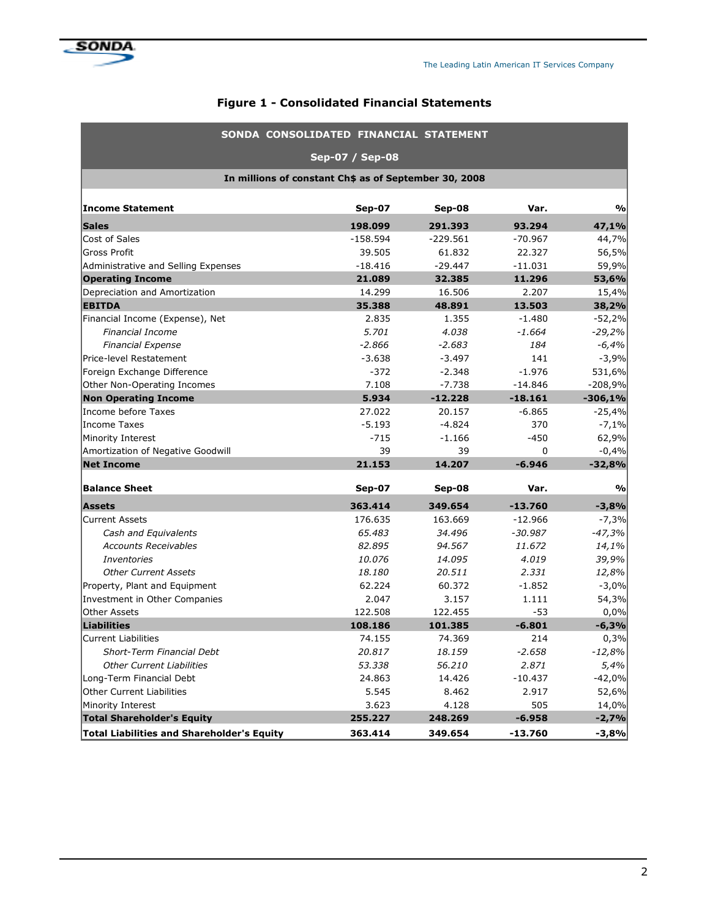## Figure 1 - Consolidated Financial Statements

| SONDA CONSOLIDATED FINANCIAL STATEMENT | | | | |
|---|---|---|---|---|
| Sep-07 / Sep-08 | | | | |
| In millions of constant Ch$ as of September 30, 2008 | | | | |
| **Income Statement** | **Sep-07** | **Sep-08** | **Var.** | **%** |
| **Sales** | **198.099** | **291.393** | **93.294** | **47,1%** |
| Cost of Sales | -158.594 | -229.561 | -70.967 | 44,7% |
| Gross Profit | 39.505 | 61.832 | 22.327 | 56,5% |
| Administrative and Selling Expenses | -18.416 | -29.447 | -11.031 | 59,9% |
| **Operating Income** | **21.089** | **32.385** | **11.296** | **53,6%** |
| Depreciation and Amortization | 14.299 | 16.506 | 2.207 | 15,4% |
| **EBITDA** | **35.388** | **48.891** | **13.503** | **38,2%** |
| Financial Income (Expense), Net | 2.835 | 1.355 | -1.480 | -52,2% |
| *Financial Income* | *5.701* | *4.038* | *-1.664* | *-29,2%* |
| *Financial Expense* | *-2.866* | *-2.683* | *184* | *-6,4%* |
| Price-level Restatement | -3.638 | -3.497 | 141 | -3,9% |
| Foreign Exchange Difference | -372 | -2.348 | -1.976 | 531,6% |
| Other Non-Operating Incomes | 7.108 | -7.738 | -14.846 | -208,9% |
| **Non Operating Income** | **5.934** | **-12.228** | **-18.161** | **-306,1%** |
| Income before Taxes | 27.022 | 20.157 | -6.865 | -25,4% |
| Income Taxes | -5.193 | -4.824 | 370 | -7,1% |
| Minority Interest | -715 | -1.166 | -450 | 62,9% |
| Amortization of Negative Goodwill | 39 | 39 | 0 | -0,4% |
| **Net Income** | **21.153** | **14.207** | **-6.946** | **-32,8%** |
| **Balance Sheet** | **Sep-07** | **Sep-08** | **Var.** | **%** |
| **Assets** | **363.414** | **349.654** | **-13.760** | **-3,8%** |
| Current Assets | 176.635 | 163.669 | -12.966 | -7,3% |
| *Cash and Equivalents* | *65.483* | *34.496* | *-30.987* | *-47,3%* |
| *Accounts Receivables* | *82.895* | *94.567* | *11.672* | *14,1%* |
| *Inventories* | *10.076* | *14.095* | *4.019* | *39,9%* |
| *Other Current Assets* | *18.180* | *20.511* | *2.331* | *12,8%* |
| Property, Plant and Equipment | 62.224 | 60.372 | -1.852 | -3,0% |
| Investment in Other Companies | 2.047 | 3.157 | 1.111 | 54,3% |
| Other Assets | 122.508 | 122.455 | -53 | 0,0% |
| **Liabilities** | **108.186** | **101.385** | **-6.801** | **-6,3%** |
| Current Liabilities | 74.155 | 74.369 | 214 | 0,3% |
| *Short-Term Financial Debt* | *20.817* | *18.159* | *-2.658* | *-12,8%* |
| *Other Current Liabilities* | *53.338* | *56.210* | *2.871* | *5,4%* |
| Long-Term Financial Debt | 24.863 | 14.426 | -10.437 | -42,0% |
| Other Current Liabilities | 5.545 | 8.462 | 2.917 | 52,6% |
| Minority Interest | 3.623 | 4.128 | 505 | 14,0% |
| **Total Shareholder's Equity** | **255.227** | **248.269** | **-6.958** | **-2,7%** |
| **Total Liabilities and Shareholder's Equity** | **363.414** | **349.654** | **-13.760** | **-3,8%** |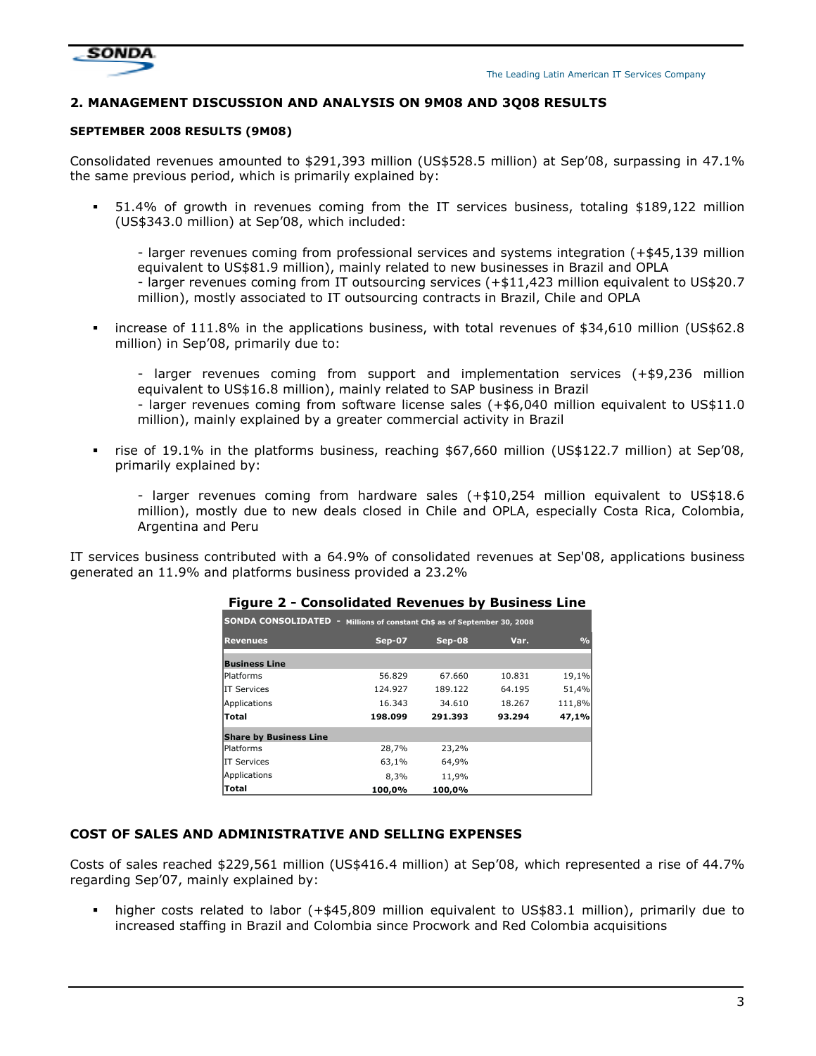## 2. MANAGEMENT DISCUSSION AND ANALYSIS ON 9M08 AND 3Q08 RESULTS

### SEPTEMBER 2008 RESULTS (9M08)

Consolidated revenues amounted to $291,393 million (US$528.5 million) at Sep'08, surpassing in 47.1% the same previous period, which is primarily explained by:

- 51.4% of growth in revenues coming from the IT services business, totaling $189,122 million (US$343.0 million) at Sep'08, which included:

  - larger revenues coming from professional services and systems integration (+$45,139 million equivalent to US$81.9 million), mainly related to new businesses in Brazil and OPLA
  - larger revenues coming from IT outsourcing services (+$11,423 million equivalent to US$20.7 million), mostly associated to IT outsourcing contracts in Brazil, Chile and OPLA

- increase of 111.8% in the applications business, with total revenues of $34,610 million (US$62.8 million) in Sep'08, primarily due to:

  - larger revenues coming from support and implementation services (+$9,236 million equivalent to US$16.8 million), mainly related to SAP business in Brazil
  - larger revenues coming from software license sales (+$6,040 million equivalent to US$11.0 million), mainly explained by a greater commercial activity in Brazil

- rise of 19.1% in the platforms business, reaching $67,660 million (US$122.7 million) at Sep'08, primarily explained by:

  - larger revenues coming from hardware sales (+$10,254 million equivalent to US$18.6 million), mostly due to new deals closed in Chile and OPLA, especially Costa Rica, Colombia, Argentina and Peru

IT services business contributed with a 64.9% of consolidated revenues at Sep'08, applications business generated an 11.9% and platforms business provided a 23.2%

**Figure 2 - Consolidated Revenues by Business Line**

| SONDA CONSOLIDATED - Millions of constant Ch$ as of September 30, 2008 | | | | |
|---|---|---|---|---|
| **Revenues** | **Sep-07** | **Sep-08** | **Var.** | **%** |
| **Business Line** | | | | |
| Platforms | 56.829 | 67.660 | 10.831 | 19,1% |
| IT Services | 124.927 | 189.122 | 64.195 | 51,4% |
| Applications | 16.343 | 34.610 | 18.267 | 111,8% |
| **Total** | **198.099** | **291.393** | **93.294** | **47,1%** |
| **Share by Business Line** | | | | |
| Platforms | 28,7% | 23,2% | | |
| IT Services | 63,1% | 64,9% | | |
| Applications | 8,3% | 11,9% | | |
| **Total** | **100,0%** | **100,0%** | | |

### COST OF SALES AND ADMINISTRATIVE AND SELLING EXPENSES

Costs of sales reached $229,561 million (US$416.4 million) at Sep'08, which represented a rise of 44.7% regarding Sep'07, mainly explained by:

- higher costs related to labor (+$45,809 million equivalent to US$83.1 million), primarily due to increased staffing in Brazil and Colombia since Procwork and Red Colombia acquisitions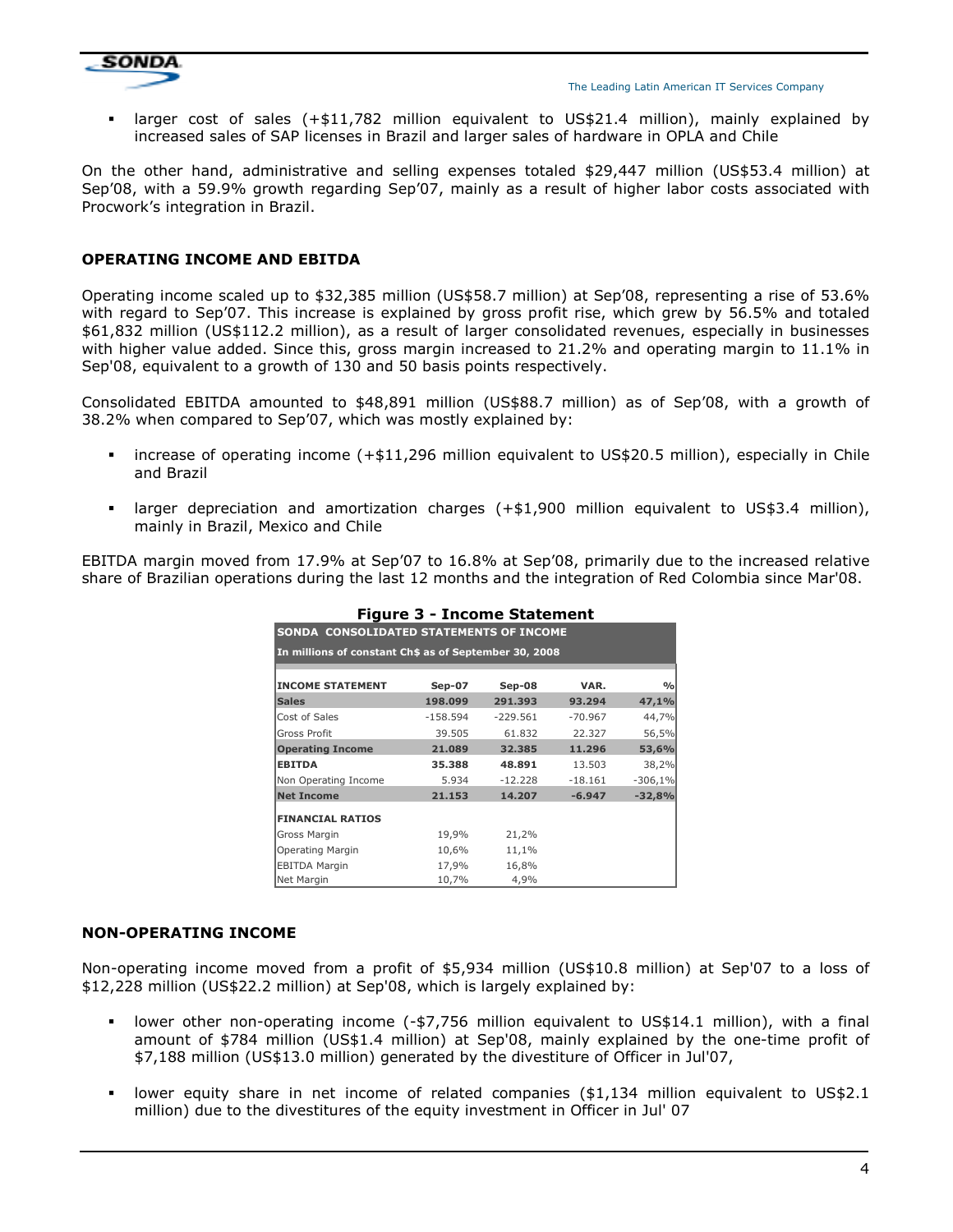- larger cost of sales (+$11,782 million equivalent to US$21.4 million), mainly explained by increased sales of SAP licenses in Brazil and larger sales of hardware in OPLA and Chile

On the other hand, administrative and selling expenses totaled $29,447 million (US$53.4 million) at Sep'08, with a 59.9% growth regarding Sep'07, mainly as a result of higher labor costs associated with Procwork's integration in Brazil.

## OPERATING INCOME AND EBITDA

Operating income scaled up to $32,385 million (US$58.7 million) at Sep'08, representing a rise of 53.6% with regard to Sep'07. This increase is explained by gross profit rise, which grew by 56.5% and totaled $61,832 million (US$112.2 million), as a result of larger consolidated revenues, especially in businesses with higher value added. Since this, gross margin increased to 21.2% and operating margin to 11.1% in Sep'08, equivalent to a growth of 130 and 50 basis points respectively.

Consolidated EBITDA amounted to $48,891 million (US$88.7 million) as of Sep'08, with a growth of 38.2% when compared to Sep'07, which was mostly explained by:

- increase of operating income (+$11,296 million equivalent to US$20.5 million), especially in Chile and Brazil
- larger depreciation and amortization charges (+$1,900 million equivalent to US$3.4 million), mainly in Brazil, Mexico and Chile

EBITDA margin moved from 17.9% at Sep'07 to 16.8% at Sep'08, primarily due to the increased relative share of Brazilian operations during the last 12 months and the integration of Red Colombia since Mar'08.

**Figure 3 - Income Statement**

**SONDA CONSOLIDATED STATEMENTS OF INCOME**
In millions of constant Ch$ as of September 30, 2008

| INCOME STATEMENT | Sep-07 | Sep-08 | VAR. | % |
|---|---|---|---|---|
| **Sales** | **198.099** | **291.393** | **93.294** | **47,1%** |
| Cost of Sales | -158.594 | -229.561 | -70.967 | 44,7% |
| Gross Profit | 39.505 | 61.832 | 22.327 | 56,5% |
| **Operating Income** | **21.089** | **32.385** | **11.296** | **53,6%** |
| **EBITDA** | **35.388** | **48.891** | 13.503 | 38,2% |
| Non Operating Income | 5.934 | -12.228 | -18.161 | -306,1% |
| **Net Income** | **21.153** | **14.207** | **-6.947** | **-32,8%** |
| **FINANCIAL RATIOS** | | | | |
| Gross Margin | 19,9% | 21,2% | | |
| Operating Margin | 10,6% | 11,1% | | |
| EBITDA Margin | 17,9% | 16,8% | | |
| Net Margin | 10,7% | 4,9% | | |

## NON-OPERATING INCOME

Non-operating income moved from a profit of $5,934 million (US$10.8 million) at Sep'07 to a loss of $12,228 million (US$22.2 million) at Sep'08, which is largely explained by:

- lower other non-operating income (-$7,756 million equivalent to US$14.1 million), with a final amount of $784 million (US$1.4 million) at Sep'08, mainly explained by the one-time profit of $7,188 million (US$13.0 million) generated by the divestiture of Officer in Jul'07,
- lower equity share in net income of related companies ($1,134 million equivalent to US$2.1 million) due to the divestitures of the equity investment in Officer in Jul' 07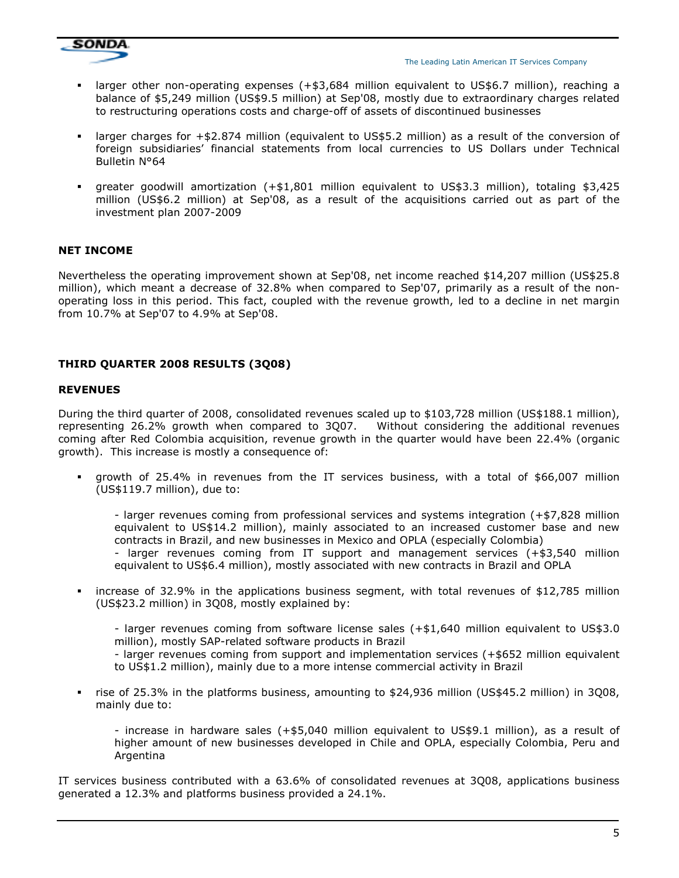- larger other non-operating expenses (+$3,684 million equivalent to US$6.7 million), reaching a balance of $5,249 million (US$9.5 million) at Sep'08, mostly due to extraordinary charges related to restructuring operations costs and charge-off of assets of discontinued businesses

- larger charges for +$2.874 million (equivalent to US$5.2 million) as a result of the conversion of foreign subsidiaries' financial statements from local currencies to US Dollars under Technical Bulletin N°64

- greater goodwill amortization (+$1,801 million equivalent to US$3.3 million), totaling $3,425 million (US$6.2 million) at Sep'08, as a result of the acquisitions carried out as part of the investment plan 2007-2009

**NET INCOME**

Nevertheless the operating improvement shown at Sep'08, net income reached $14,207 million (US$25.8 million), which meant a decrease of 32.8% when compared to Sep'07, primarily as a result of the non-operating loss in this period. This fact, coupled with the revenue growth, led to a decline in net margin from 10.7% at Sep'07 to 4.9% at Sep'08.

**THIRD QUARTER 2008 RESULTS (3Q08)**

**REVENUES**

During the third quarter of 2008, consolidated revenues scaled up to $103,728 million (US$188.1 million), representing 26.2% growth when compared to 3Q07. Without considering the additional revenues coming after Red Colombia acquisition, revenue growth in the quarter would have been 22.4% (organic growth). This increase is mostly a consequence of:

- growth of 25.4% in revenues from the IT services business, with a total of $66,007 million (US$119.7 million), due to:

  - larger revenues coming from professional services and systems integration (+$7,828 million equivalent to US$14.2 million), mainly associated to an increased customer base and new contracts in Brazil, and new businesses in Mexico and OPLA (especially Colombia)
  - larger revenues coming from IT support and management services (+$3,540 million equivalent to US$6.4 million), mostly associated with new contracts in Brazil and OPLA

- increase of 32.9% in the applications business segment, with total revenues of $12,785 million (US$23.2 million) in 3Q08, mostly explained by:

  - larger revenues coming from software license sales (+$1,640 million equivalent to US$3.0 million), mostly SAP-related software products in Brazil
  - larger revenues coming from support and implementation services (+$652 million equivalent to US$1.2 million), mainly due to a more intense commercial activity in Brazil

- rise of 25.3% in the platforms business, amounting to $24,936 million (US$45.2 million) in 3Q08, mainly due to:

  - increase in hardware sales (+$5,040 million equivalent to US$9.1 million), as a result of higher amount of new businesses developed in Chile and OPLA, especially Colombia, Peru and Argentina

IT services business contributed with a 63.6% of consolidated revenues at 3Q08, applications business generated a 12.3% and platforms business provided a 24.1%.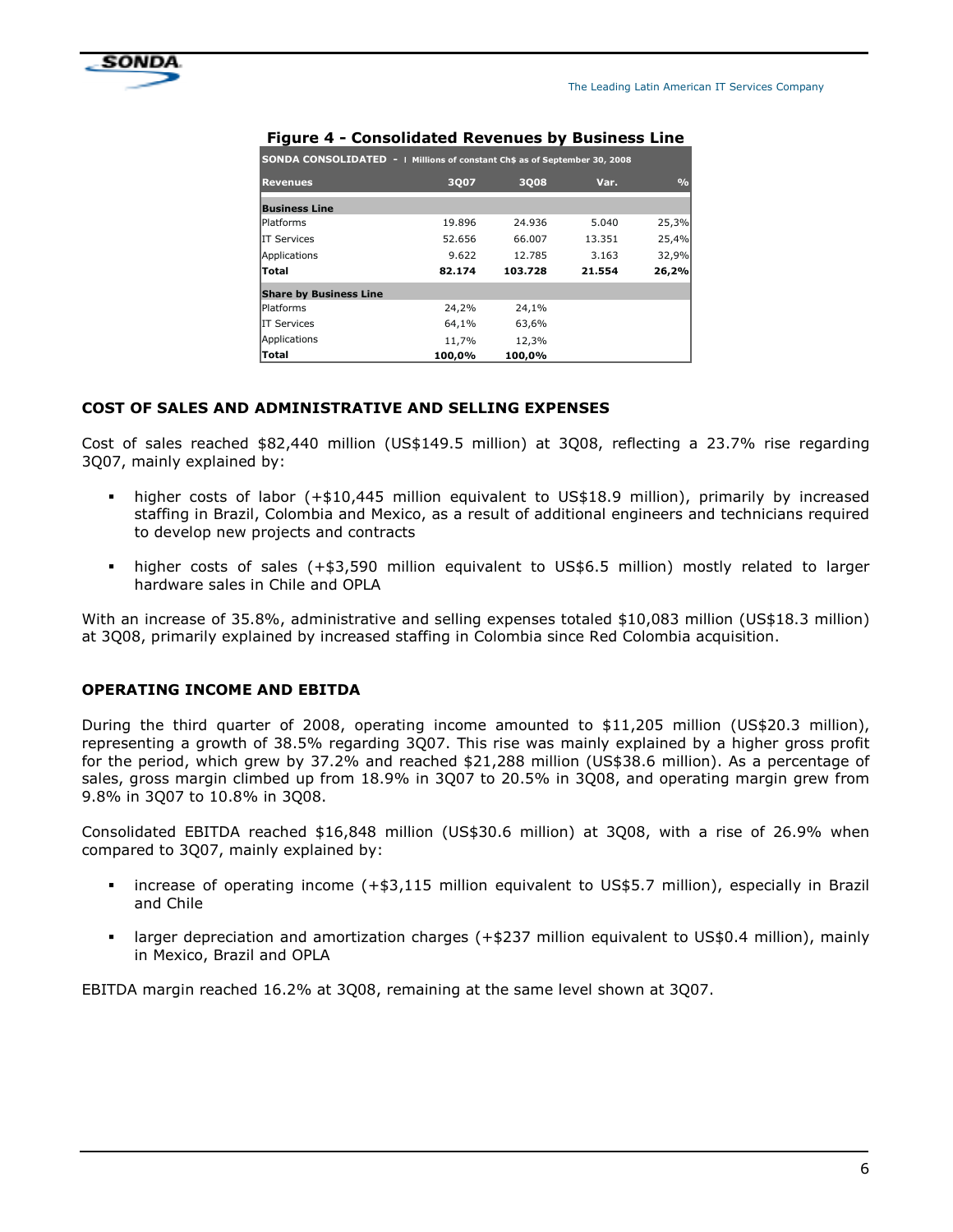**Figure 4 - Consolidated Revenues by Business Line**

| SONDA CONSOLIDATED - Millions of constant Ch$ as of September 30, 2008 | | | | |
|---|---|---|---|---|
| **Revenues** | **3Q07** | **3Q08** | **Var.** | **%** |
| **Business Line** | | | | |
| Platforms | 19.896 | 24.936 | 5.040 | 25,3% |
| IT Services | 52.656 | 66.007 | 13.351 | 25,4% |
| Applications | 9.622 | 12.785 | 3.163 | 32,9% |
| **Total** | **82.174** | **103.728** | **21.554** | **26,2%** |
| **Share by Business Line** | | | | |
| Platforms | 24,2% | 24,1% | | |
| IT Services | 64,1% | 63,6% | | |
| Applications | 11,7% | 12,3% | | |
| **Total** | **100,0%** | **100,0%** | | |

## COST OF SALES AND ADMINISTRATIVE AND SELLING EXPENSES

Cost of sales reached $82,440 million (US$149.5 million) at 3Q08, reflecting a 23.7% rise regarding 3Q07, mainly explained by:

- higher costs of labor (+$10,445 million equivalent to US$18.9 million), primarily by increased staffing in Brazil, Colombia and Mexico, as a result of additional engineers and technicians required to develop new projects and contracts
- higher costs of sales (+$3,590 million equivalent to US$6.5 million) mostly related to larger hardware sales in Chile and OPLA

With an increase of 35.8%, administrative and selling expenses totaled $10,083 million (US$18.3 million) at 3Q08, primarily explained by increased staffing in Colombia since Red Colombia acquisition.

## OPERATING INCOME AND EBITDA

During the third quarter of 2008, operating income amounted to $11,205 million (US$20.3 million), representing a growth of 38.5% regarding 3Q07. This rise was mainly explained by a higher gross profit for the period, which grew by 37.2% and reached $21,288 million (US$38.6 million). As a percentage of sales, gross margin climbed up from 18.9% in 3Q07 to 20.5% in 3Q08, and operating margin grew from 9.8% in 3Q07 to 10.8% in 3Q08.

Consolidated EBITDA reached $16,848 million (US$30.6 million) at 3Q08, with a rise of 26.9% when compared to 3Q07, mainly explained by:

- increase of operating income (+$3,115 million equivalent to US$5.7 million), especially in Brazil and Chile
- larger depreciation and amortization charges (+$237 million equivalent to US$0.4 million), mainly in Mexico, Brazil and OPLA

EBITDA margin reached 16.2% at 3Q08, remaining at the same level shown at 3Q07.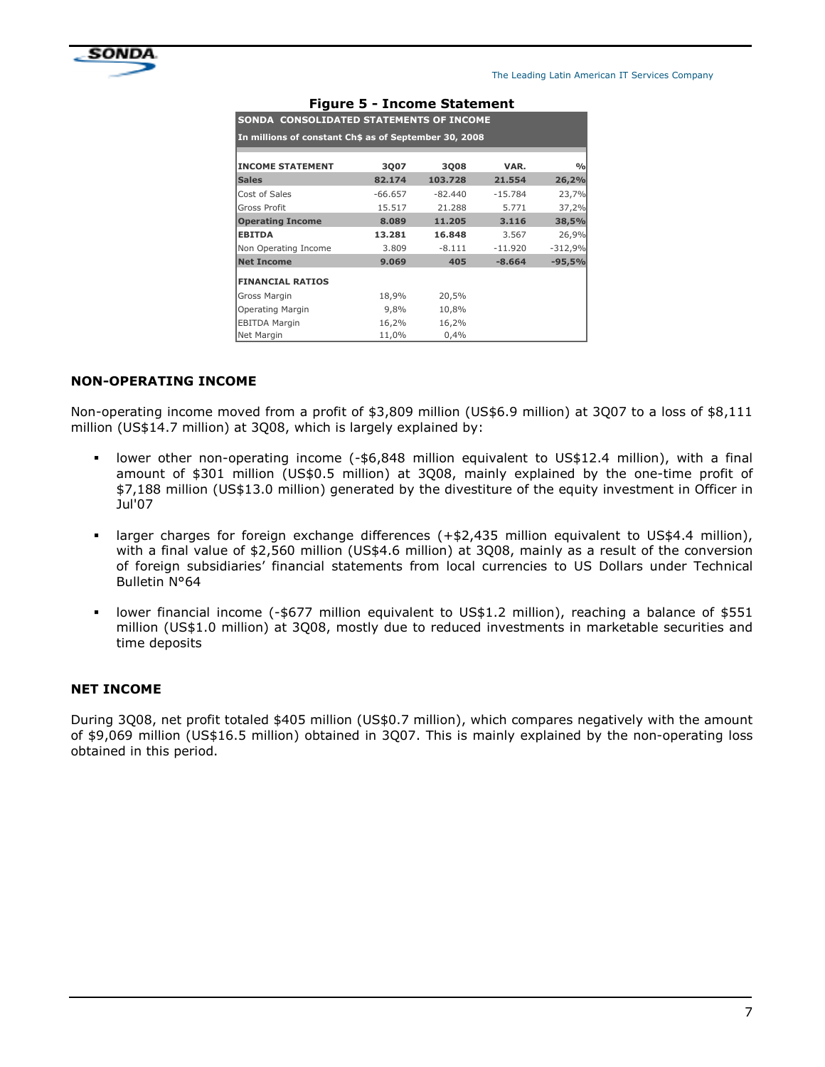**Figure 5 - Income Statement**

| SONDA CONSOLIDATED STATEMENTS OF INCOME | | | | |
|---|---|---|---|---|
| In millions of constant Ch$ as of September 30, 2008 | | | | |
| **INCOME STATEMENT** | **3Q07** | **3Q08** | **VAR.** | **%** |
| **Sales** | **82.174** | **103.728** | **21.554** | **26,2%** |
| Cost of Sales | -66.657 | -82.440 | -15.784 | 23,7% |
| Gross Profit | 15.517 | 21.288 | 5.771 | 37,2% |
| **Operating Income** | **8.089** | **11.205** | **3.116** | **38,5%** |
| **EBITDA** | **13.281** | **16.848** | 3.567 | 26,9% |
| Non Operating Income | 3.809 | -8.111 | -11.920 | -312,9% |
| **Net Income** | **9.069** | **405** | **-8.664** | **-95,5%** |
| **FINANCIAL RATIOS** | | | | |
| Gross Margin | 18,9% | 20,5% | | |
| Operating Margin | 9,8% | 10,8% | | |
| EBITDA Margin | 16,2% | 16,2% | | |
| Net Margin | 11,0% | 0,4% | | |

## NON-OPERATING INCOME

Non-operating income moved from a profit of $3,809 million (US$6.9 million) at 3Q07 to a loss of $8,111 million (US$14.7 million) at 3Q08, which is largely explained by:

- lower other non-operating income (-$6,848 million equivalent to US$12.4 million), with a final amount of $301 million (US$0.5 million) at 3Q08, mainly explained by the one-time profit of $7,188 million (US$13.0 million) generated by the divestiture of the equity investment in Officer in Jul'07

- larger charges for foreign exchange differences (+$2,435 million equivalent to US$4.4 million), with a final value of $2,560 million (US$4.6 million) at 3Q08, mainly as a result of the conversion of foreign subsidiaries' financial statements from local currencies to US Dollars under Technical Bulletin N°64

- lower financial income (-$677 million equivalent to US$1.2 million), reaching a balance of $551 million (US$1.0 million) at 3Q08, mostly due to reduced investments in marketable securities and time deposits

## NET INCOME

During 3Q08, net profit totaled $405 million (US$0.7 million), which compares negatively with the amount of $9,069 million (US$16.5 million) obtained in 3Q07. This is mainly explained by the non-operating loss obtained in this period.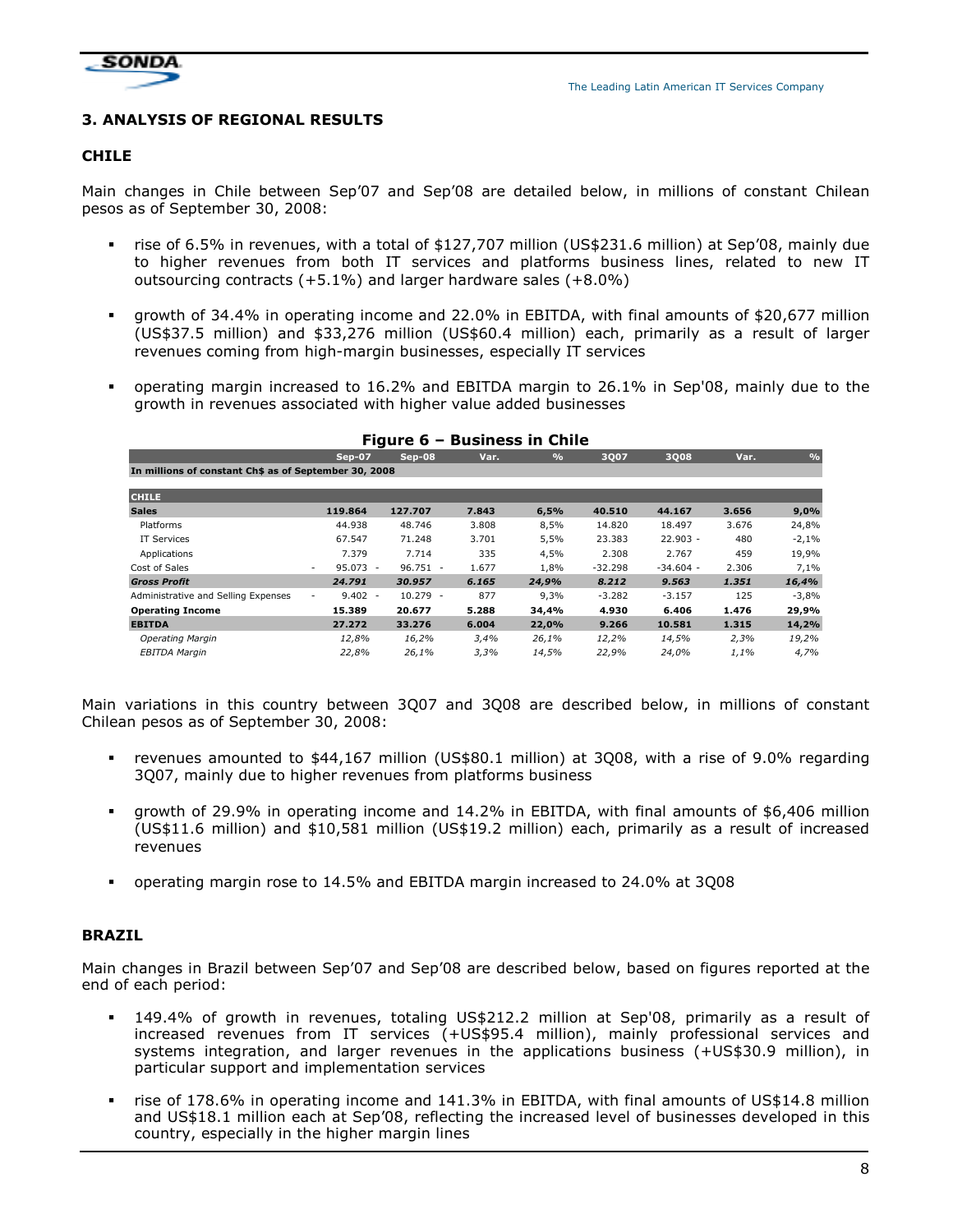## 3. ANALYSIS OF REGIONAL RESULTS

### CHILE

Main changes in Chile between Sep'07 and Sep'08 are detailed below, in millions of constant Chilean pesos as of September 30, 2008:

- rise of 6.5% in revenues, with a total of $127,707 million (US$231.6 million) at Sep'08, mainly due to higher revenues from both IT services and platforms business lines, related to new IT outsourcing contracts (+5.1%) and larger hardware sales (+8.0%)
- growth of 34.4% in operating income and 22.0% in EBITDA, with final amounts of $20,677 million (US$37.5 million) and $33,276 million (US$60.4 million) each, primarily as a result of larger revenues coming from high-margin businesses, especially IT services
- operating margin increased to 16.2% and EBITDA margin to 26.1% in Sep'08, mainly due to the growth in revenues associated with higher value added businesses

**Figure 6 – Business in Chile**

| | Sep-07 | Sep-08 | Var. | % | 3Q07 | 3Q08 | Var. | % |
|---|---|---|---|---|---|---|---|---|
| In millions of constant Ch$ as of September 30, 2008 | | | | | | | | |
| **CHILE** | | | | | | | | |
| **Sales** | **119.864** | **127.707** | **7.843** | **6,5%** | **40.510** | **44.167** | **3.656** | **9,0%** |
| Platforms | 44.938 | 48.746 | 3.808 | 8,5% | 14.820 | 18.497 | 3.676 | 24,8% |
| IT Services | 67.547 | 71.248 | 3.701 | 5,5% | 23.383 | 22.903 - | 480 | -2,1% |
| Applications | 7.379 | 7.714 | 335 | 4,5% | 2.308 | 2.767 | 459 | 19,9% |
| Cost of Sales | - 95.073 - | 96.751 - | 1.677 | 1,8% | -32.298 | -34.604 - | 2.306 | 7,1% |
| ***Gross Profit*** | ***24.791*** | ***30.957*** | ***6.165*** | ***24,9%*** | ***8.212*** | ***9.563*** | ***1.351*** | ***16,4%*** |
| Administrative and Selling Expenses | - 9.402 - | 10.279 - | 877 | 9,3% | -3.282 | -3.157 | 125 | -3,8% |
| **Operating Income** | **15.389** | **20.677** | **5.288** | **34,4%** | **4.930** | **6.406** | **1.476** | **29,9%** |
| **EBITDA** | **27.272** | **33.276** | **6.004** | **22,0%** | **9.266** | **10.581** | **1.315** | **14,2%** |
| *Operating Margin* | *12,8%* | *16,2%* | *3,4%* | *26,1%* | *12,2%* | *14,5%* | *2,3%* | *19,2%* |
| *EBITDA Margin* | *22,8%* | *26,1%* | *3,3%* | *14,5%* | *22,9%* | *24,0%* | *1,1%* | *4,7%* |

Main variations in this country between 3Q07 and 3Q08 are described below, in millions of constant Chilean pesos as of September 30, 2008:

- revenues amounted to $44,167 million (US$80.1 million) at 3Q08, with a rise of 9.0% regarding 3Q07, mainly due to higher revenues from platforms business
- growth of 29.9% in operating income and 14.2% in EBITDA, with final amounts of $6,406 million (US$11.6 million) and $10,581 million (US$19.2 million) each, primarily as a result of increased revenues
- operating margin rose to 14.5% and EBITDA margin increased to 24.0% at 3Q08

### BRAZIL

Main changes in Brazil between Sep'07 and Sep'08 are described below, based on figures reported at the end of each period:

- 149.4% of growth in revenues, totaling US$212.2 million at Sep'08, primarily as a result of increased revenues from IT services (+US$95.4 million), mainly professional services and systems integration, and larger revenues in the applications business (+US$30.9 million), in particular support and implementation services
- rise of 178.6% in operating income and 141.3% in EBITDA, with final amounts of US$14.8 million and US$18.1 million each at Sep'08, reflecting the increased level of businesses developed in this country, especially in the higher margin lines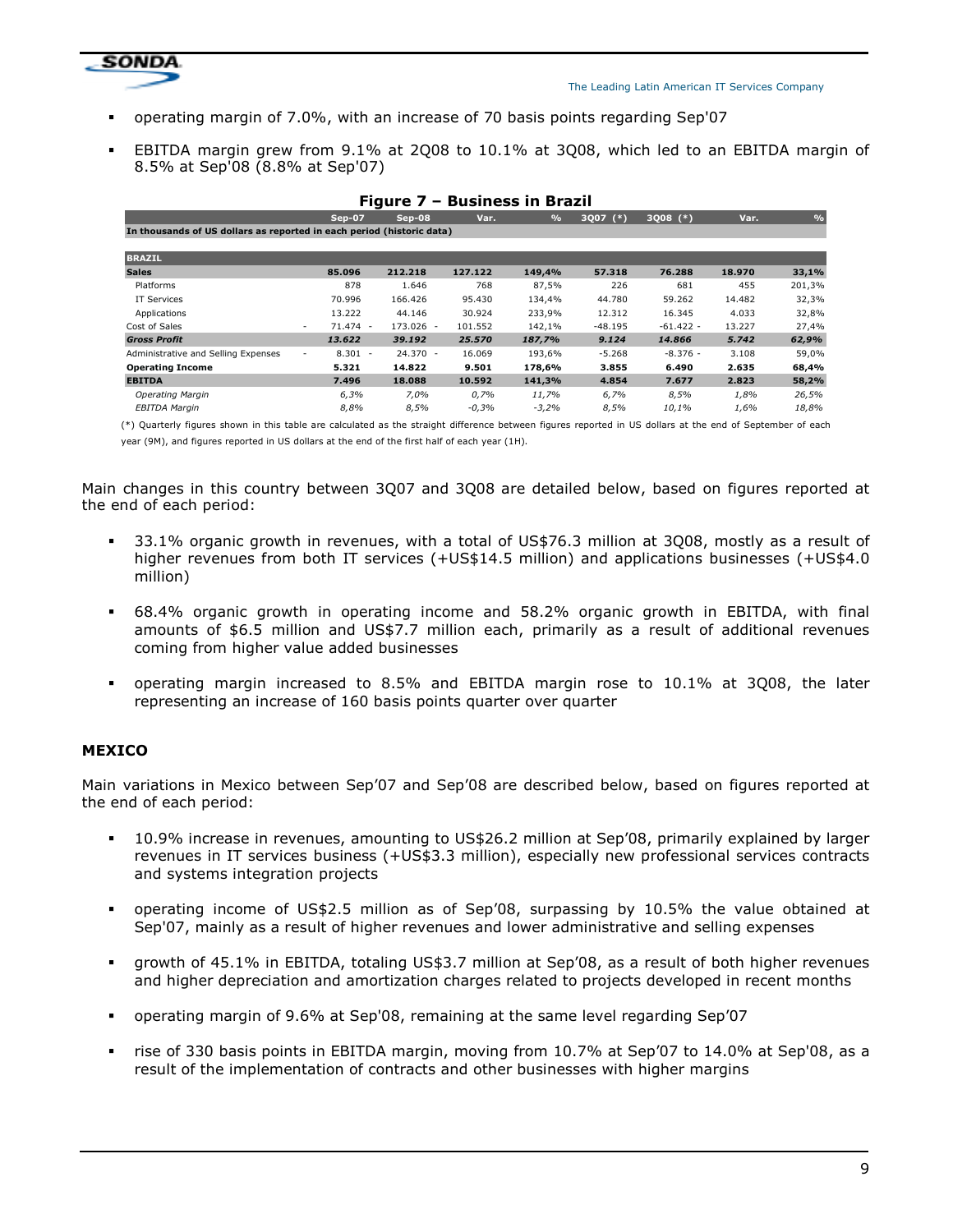- operating margin of 7.0%, with an increase of 70 basis points regarding Sep'07
- EBITDA margin grew from 9.1% at 2Q08 to 10.1% at 3Q08, which led to an EBITDA margin of 8.5% at Sep'08 (8.8% at Sep'07)

**Figure 7 – Business in Brazil**

| | Sep-07 | Sep-08 | Var. | % | 3Q07 (*) | 3Q08 (*) | Var. | % |
|---|---|---|---|---|---|---|---|---|
| In thousands of US dollars as reported in each period (historic data) | | | | | | | | |
| **BRAZIL** | | | | | | | | |
| **Sales** | **85.096** | **212.218** | **127.122** | **149,4%** | **57.318** | **76.288** | **18.970** | **33,1%** |
| Platforms | 878 | 1.646 | 768 | 87,5% | 226 | 681 | 455 | 201,3% |
| IT Services | 70.996 | 166.426 | 95.430 | 134,4% | 44.780 | 59.262 | 14.482 | 32,3% |
| Applications | 13.222 | 44.146 | 30.924 | 233,9% | 12.312 | 16.345 | 4.033 | 32,8% |
| Cost of Sales | - 71.474 | - 173.026 | - 101.552 | 142,1% | -48.195 | -61.422 | - 13.227 | 27,4% |
| ***Gross Profit*** | ***13.622*** | ***39.192*** | ***25.570*** | ***187,7%*** | ***9.124*** | ***14.866*** | ***5.742*** | ***62,9%*** |
| Administrative and Selling Expenses | - 8.301 | - 24.370 | - 16.069 | 193,6% | -5.268 | -8.376 | - 3.108 | 59,0% |
| **Operating Income** | **5.321** | **14.822** | **9.501** | **178,6%** | **3.855** | **6.490** | **2.635** | **68,4%** |
| **EBITDA** | **7.496** | **18.088** | **10.592** | **141,3%** | **4.854** | **7.677** | **2.823** | **58,2%** |
| *Operating Margin* | *6,3%* | *7,0%* | *0,7%* | *11,7%* | *6,7%* | *8,5%* | *1,8%* | *26,5%* |
| *EBITDA Margin* | *8,8%* | *8,5%* | *-0,3%* | *-3,2%* | *8,5%* | *10,1%* | *1,6%* | *18,8%* |

(*) Quarterly figures shown in this table are calculated as the straight difference between figures reported in US dollars at the end of September of each year (9M), and figures reported in US dollars at the end of the first half of each year (1H).

Main changes in this country between 3Q07 and 3Q08 are detailed below, based on figures reported at the end of each period:

- 33.1% organic growth in revenues, with a total of US$76.3 million at 3Q08, mostly as a result of higher revenues from both IT services (+US$14.5 million) and applications businesses (+US$4.0 million)
- 68.4% organic growth in operating income and 58.2% organic growth in EBITDA, with final amounts of $6.5 million and US$7.7 million each, primarily as a result of additional revenues coming from higher value added businesses
- operating margin increased to 8.5% and EBITDA margin rose to 10.1% at 3Q08, the later representing an increase of 160 basis points quarter over quarter

**MEXICO**

Main variations in Mexico between Sep'07 and Sep'08 are described below, based on figures reported at the end of each period:

- 10.9% increase in revenues, amounting to US$26.2 million at Sep'08, primarily explained by larger revenues in IT services business (+US$3.3 million), especially new professional services contracts and systems integration projects
- operating income of US$2.5 million as of Sep'08, surpassing by 10.5% the value obtained at Sep'07, mainly as a result of higher revenues and lower administrative and selling expenses
- growth of 45.1% in EBITDA, totaling US$3.7 million at Sep'08, as a result of both higher revenues and higher depreciation and amortization charges related to projects developed in recent months
- operating margin of 9.6% at Sep'08, remaining at the same level regarding Sep'07
- rise of 330 basis points in EBITDA margin, moving from 10.7% at Sep'07 to 14.0% at Sep'08, as a result of the implementation of contracts and other businesses with higher margins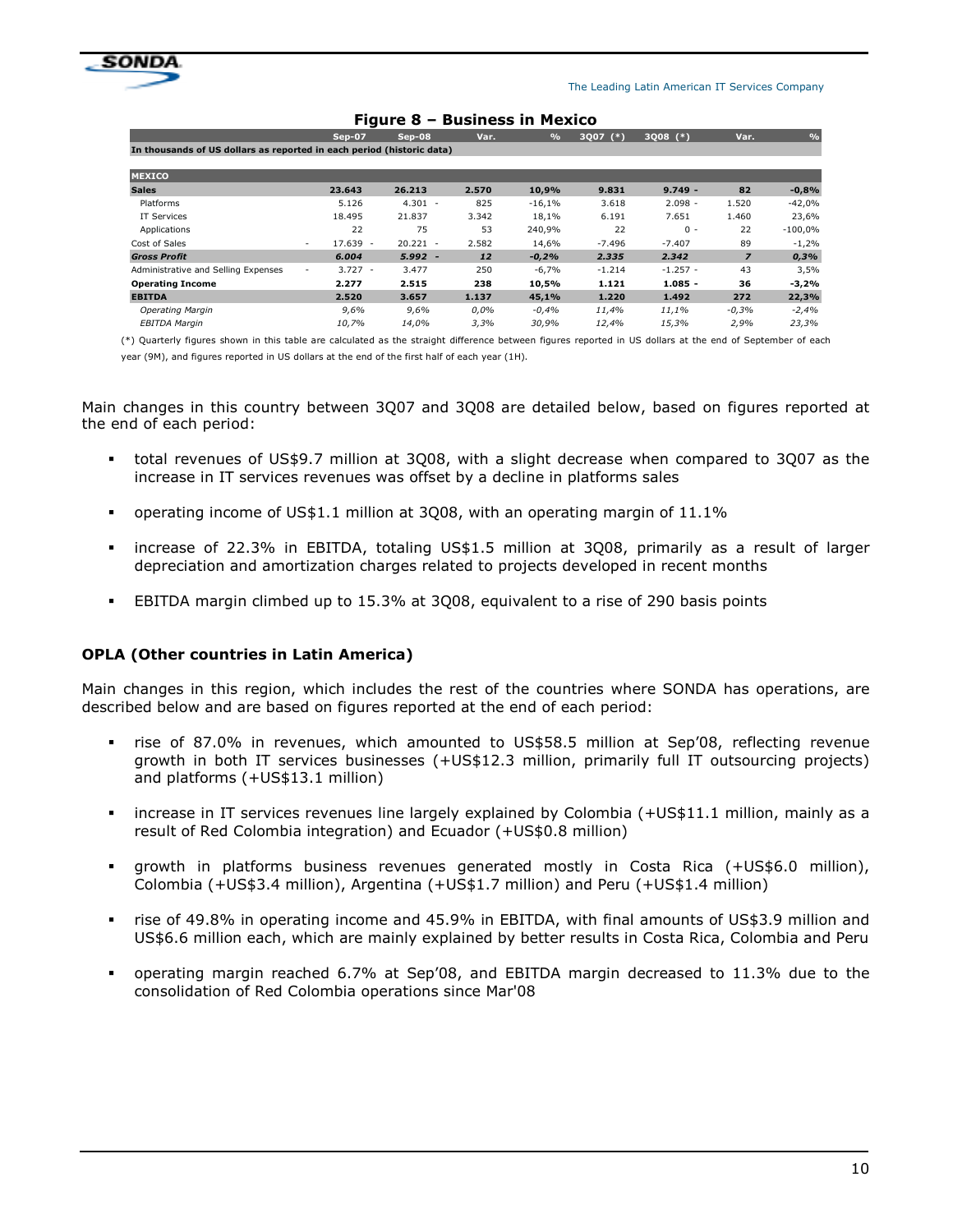**Figure 8 – Business in Mexico**

| | Sep-07 | Sep-08 | Var. | % | 3Q07 (*) | 3Q08 (*) | Var. | % |
|---|---|---|---|---|---|---|---|---|
| In thousands of US dollars as reported in each period (historic data) | | | | | | | | |
| **MEXICO** | | | | | | | | |
| **Sales** | **23.643** | **26.213** | **2.570** | **10,9%** | **9.831** | **9.749 -** | **82** | **-0,8%** |
| Platforms | 5.126 | 4.301 - | 825 | -16,1% | 3.618 | 2.098 - | 1.520 | -42,0% |
| IT Services | 18.495 | 21.837 | 3.342 | 18,1% | 6.191 | 7.651 | 1.460 | 23,6% |
| Applications | 22 | 75 | 53 | 240,9% | 22 | 0 - | 22 | -100,0% |
| Cost of Sales | - 17.639 - | 20.221 - | 2.582 | 14,6% | -7.496 | -7.407 | 89 | -1,2% |
| ***Gross Profit*** | ***6.004*** | ***5.992 -*** | ***12*** | ***-0,2%*** | ***2.335*** | ***2.342*** | ***7*** | ***0,3%*** |
| Administrative and Selling Expenses | - 3.727 - | 3.477 | 250 | -6,7% | -1.214 | -1.257 - | 43 | 3,5% |
| **Operating Income** | **2.277** | **2.515** | **238** | **10,5%** | **1.121** | **1.085 -** | **36** | **-3,2%** |
| **EBITDA** | **2.520** | **3.657** | **1.137** | **45,1%** | **1.220** | **1.492** | **272** | **22,3%** |
| *Operating Margin* | *9,6%* | *9,6%* | *0,0%* | *-0,4%* | *11,4%* | *11,1%* | *-0,3%* | *-2,4%* |
| *EBITDA Margin* | *10,7%* | *14,0%* | *3,3%* | *30,9%* | *12,4%* | *15,3%* | *2,9%* | *23,3%* |

(*) Quarterly figures shown in this table are calculated as the straight difference between figures reported in US dollars at the end of September of each year (9M), and figures reported in US dollars at the end of the first half of each year (1H).

Main changes in this country between 3Q07 and 3Q08 are detailed below, based on figures reported at the end of each period:

- total revenues of US$9.7 million at 3Q08, with a slight decrease when compared to 3Q07 as the increase in IT services revenues was offset by a decline in platforms sales
- operating income of US$1.1 million at 3Q08, with an operating margin of 11.1%
- increase of 22.3% in EBITDA, totaling US$1.5 million at 3Q08, primarily as a result of larger depreciation and amortization charges related to projects developed in recent months
- EBITDA margin climbed up to 15.3% at 3Q08, equivalent to a rise of 290 basis points

### OPLA (Other countries in Latin America)

Main changes in this region, which includes the rest of the countries where SONDA has operations, are described below and are based on figures reported at the end of each period:

- rise of 87.0% in revenues, which amounted to US$58.5 million at Sep'08, reflecting revenue growth in both IT services businesses (+US$12.3 million, primarily full IT outsourcing projects) and platforms (+US$13.1 million)
- increase in IT services revenues line largely explained by Colombia (+US$11.1 million, mainly as a result of Red Colombia integration) and Ecuador (+US$0.8 million)
- growth in platforms business revenues generated mostly in Costa Rica (+US$6.0 million), Colombia (+US$3.4 million), Argentina (+US$1.7 million) and Peru (+US$1.4 million)
- rise of 49.8% in operating income and 45.9% in EBITDA, with final amounts of US$3.9 million and US$6.6 million each, which are mainly explained by better results in Costa Rica, Colombia and Peru
- operating margin reached 6.7% at Sep'08, and EBITDA margin decreased to 11.3% due to the consolidation of Red Colombia operations since Mar'08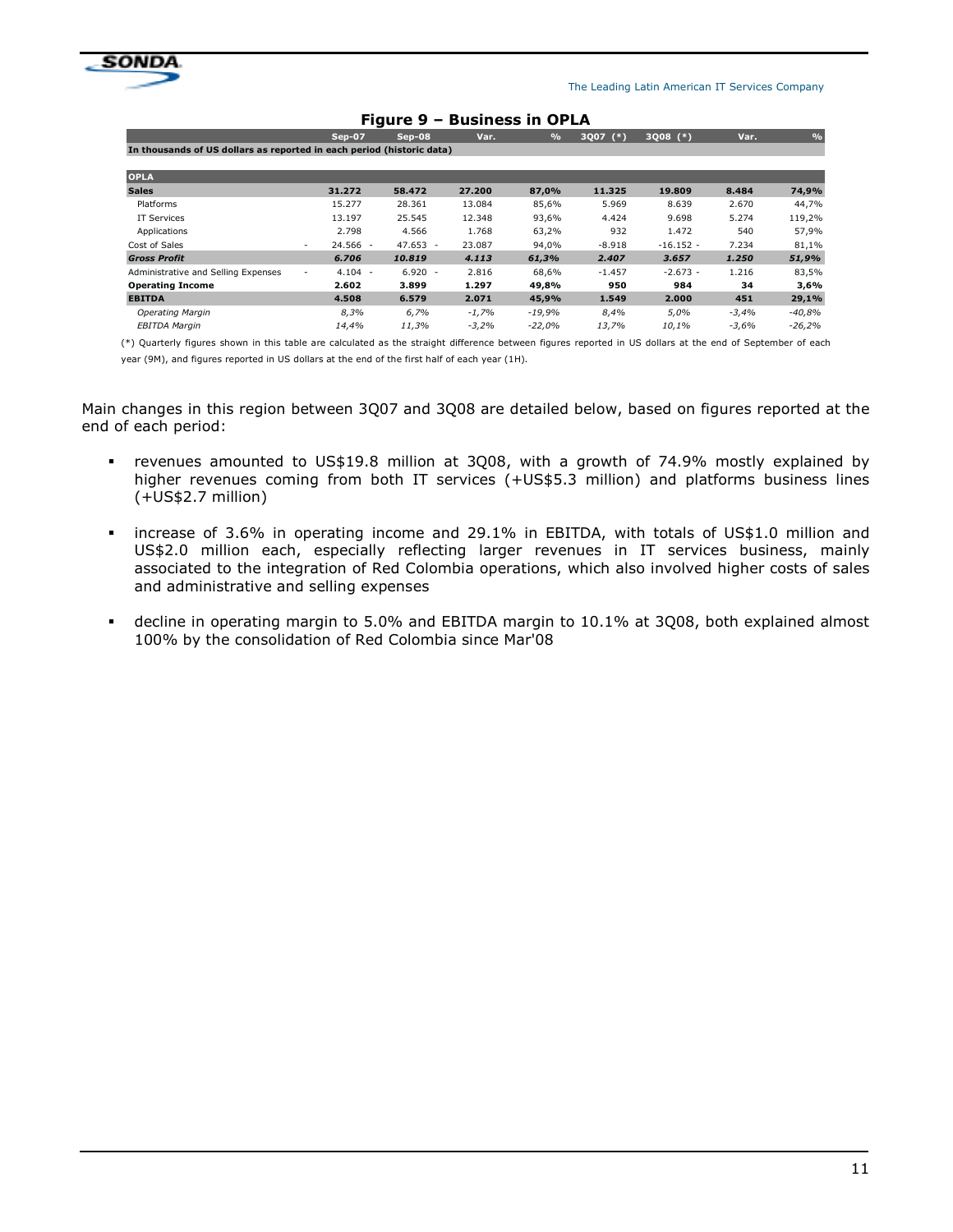**Figure 9 – Business in OPLA**

| | Sep-07 | Sep-08 | Var. | % | 3Q07 (*) | 3Q08 (*) | Var. | % |
|---|---|---|---|---|---|---|---|---|
| **In thousands of US dollars as reported in each period (historic data)** | | | | | | | | |
| **OPLA** | | | | | | | | |
| **Sales** | **31.272** | **58.472** | **27.200** | **87,0%** | **11.325** | **19.809** | **8.484** | **74,9%** |
| Platforms | 15.277 | 28.361 | 13.084 | 85,6% | 5.969 | 8.639 | 2.670 | 44,7% |
| IT Services | 13.197 | 25.545 | 12.348 | 93,6% | 4.424 | 9.698 | 5.274 | 119,2% |
| Applications | 2.798 | 4.566 | 1.768 | 63,2% | 932 | 1.472 | 540 | 57,9% |
| Cost of Sales | - 24.566 | - 47.653 | - 23.087 | 94,0% | -8.918 | -16.152 | - 7.234 | 81,1% |
| ***Gross Profit*** | ***6.706*** | ***10.819*** | ***4.113*** | ***61,3%*** | ***2.407*** | ***3.657*** | ***1.250*** | ***51,9%*** |
| Administrative and Selling Expenses | - 4.104 | - 6.920 | - 2.816 | 68,6% | -1.457 | -2.673 | - 1.216 | 83,5% |
| **Operating Income** | **2.602** | **3.899** | **1.297** | **49,8%** | **950** | **984** | **34** | **3,6%** |
| **EBITDA** | **4.508** | **6.579** | **2.071** | **45,9%** | **1.549** | **2.000** | **451** | **29,1%** |
| *Operating Margin* | *8,3%* | *6,7%* | *-1,7%* | *-19,9%* | *8,4%* | *5,0%* | *-3,4%* | *-40,8%* |
| *EBITDA Margin* | *14,4%* | *11,3%* | *-3,2%* | *-22,0%* | *13,7%* | *10,1%* | *-3,6%* | *-26,2%* |

(*) Quarterly figures shown in this table are calculated as the straight difference between figures reported in US dollars at the end of September of each year (9M), and figures reported in US dollars at the end of the first half of each year (1H).

Main changes in this region between 3Q07 and 3Q08 are detailed below, based on figures reported at the end of each period:

- revenues amounted to US$19.8 million at 3Q08, with a growth of 74.9% mostly explained by higher revenues coming from both IT services (+US$5.3 million) and platforms business lines (+US$2.7 million)
- increase of 3.6% in operating income and 29.1% in EBITDA, with totals of US$1.0 million and US$2.0 million each, especially reflecting larger revenues in IT services business, mainly associated to the integration of Red Colombia operations, which also involved higher costs of sales and administrative and selling expenses
- decline in operating margin to 5.0% and EBITDA margin to 10.1% at 3Q08, both explained almost 100% by the consolidation of Red Colombia since Mar'08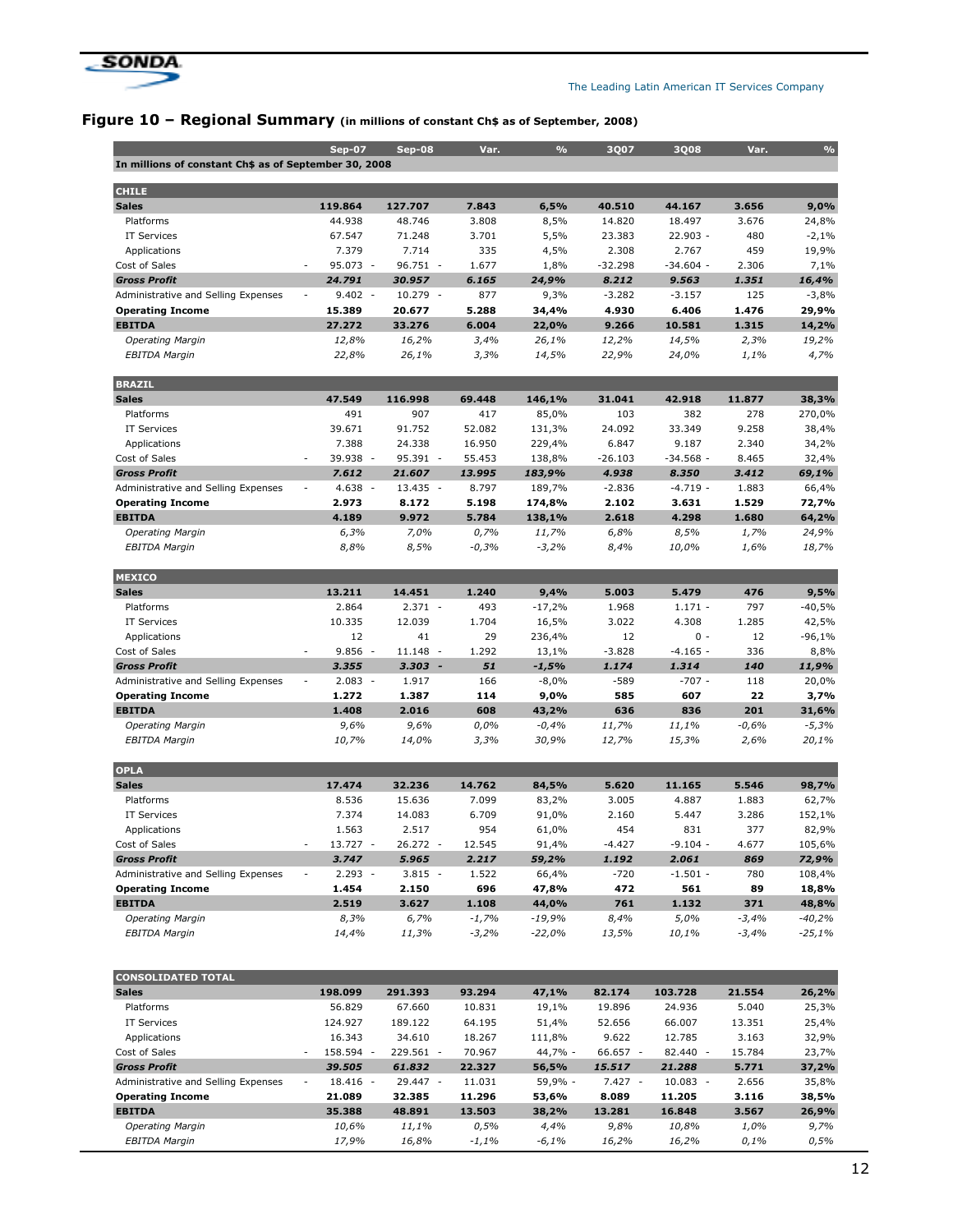## Figure 10 – Regional Summary (in millions of constant Ch$ as of September, 2008)

| | Sep-07 | Sep-08 | Var. | % | 3Q07 | 3Q08 | Var. | % |
|---|---|---|---|---|---|---|---|---|
| **In millions of constant Ch$ as of September 30, 2008** | | | | | | | | |
| **CHILE** | | | | | | | | |
| **Sales** | **119.864** | **127.707** | **7.843** | **6,5%** | **40.510** | **44.167** | **3.656** | **9,0%** |
| Platforms | 44.938 | 48.746 | 3.808 | 8,5% | 14.820 | 18.497 | 3.676 | 24,8% |
| IT Services | 67.547 | 71.248 | 3.701 | 5,5% | 23.383 | 22.903 | -480 | -2,1% |
| Applications | 7.379 | 7.714 | 335 | 4,5% | 2.308 | 2.767 | 459 | 19,9% |
| Cost of Sales | -95.073 | -96.751 | -1.677 | 1,8% | -32.298 | -34.604 | -2.306 | 7,1% |
| ***Gross Profit*** | ***24.791*** | ***30.957*** | ***6.165*** | ***24,9%*** | ***8.212*** | ***9.563*** | ***1.351*** | ***16,4%*** |
| Administrative and Selling Expenses | -9.402 | -10.279 | -877 | 9,3% | -3.282 | -3.157 | 125 | -3,8% |
| **Operating Income** | **15.389** | **20.677** | **5.288** | **34,4%** | **4.930** | **6.406** | **1.476** | **29,9%** |
| **EBITDA** | **27.272** | **33.276** | **6.004** | **22,0%** | **9.266** | **10.581** | **1.315** | **14,2%** |
| *Operating Margin* | *12,8%* | *16,2%* | *3,4%* | *26,1%* | *12,2%* | *14,5%* | *2,3%* | *19,2%* |
| *EBITDA Margin* | *22,8%* | *26,1%* | *3,3%* | *14,5%* | *22,9%* | *24,0%* | *1,1%* | *4,7%* |
| **BRAZIL** | | | | | | | | |
| **Sales** | **47.549** | **116.998** | **69.448** | **146,1%** | **31.041** | **42.918** | **11.877** | **38,3%** |
| Platforms | 491 | 907 | 417 | 85,0% | 103 | 382 | 278 | 270,0% |
| IT Services | 39.671 | 91.752 | 52.082 | 131,3% | 24.092 | 33.349 | 9.258 | 38,4% |
| Applications | 7.388 | 24.338 | 16.950 | 229,4% | 6.847 | 9.187 | 2.340 | 34,2% |
| Cost of Sales | -39.938 | -95.391 | -55.453 | 138,8% | -26.103 | -34.568 | -8.465 | 32,4% |
| ***Gross Profit*** | ***7.612*** | ***21.607*** | ***13.995*** | ***183,9%*** | ***4.938*** | ***8.350*** | ***3.412*** | ***69,1%*** |
| Administrative and Selling Expenses | -4.638 | -13.435 | -8.797 | 189,7% | -2.836 | -4.719 | -1.883 | 66,4% |
| **Operating Income** | **2.973** | **8.172** | **5.198** | **174,8%** | **2.102** | **3.631** | **1.529** | **72,7%** |
| **EBITDA** | **4.189** | **9.972** | **5.784** | **138,1%** | **2.618** | **4.298** | **1.680** | **64,2%** |
| *Operating Margin* | *6,3%* | *7,0%* | *0,7%* | *11,7%* | *6,8%* | *8,5%* | *1,7%* | *24,9%* |
| *EBITDA Margin* | *8,8%* | *8,5%* | *-0,3%* | *-3,2%* | *8,4%* | *10,0%* | *1,6%* | *18,7%* |
| **MEXICO** | | | | | | | | |
| **Sales** | **13.211** | **14.451** | **1.240** | **9,4%** | **5.003** | **5.479** | **476** | **9,5%** |
| Platforms | 2.864 | 2.371 | -493 | -17,2% | 1.968 | 1.171 | -797 | -40,5% |
| IT Services | 10.335 | 12.039 | 1.704 | 16,5% | 3.022 | 4.308 | 1.285 | 42,5% |
| Applications | 12 | 41 | 29 | 236,4% | 12 | 0 | -12 | -96,1% |
| Cost of Sales | -9.856 | -11.148 | -1.292 | 13,1% | -3.828 | -4.165 | -336 | 8,8% |
| ***Gross Profit*** | ***3.355*** | ***3.303*** | ***-51*** | ***-1,5%*** | ***1.174*** | ***1.314*** | ***140*** | ***11,9%*** |
| Administrative and Selling Expenses | -2.083 | -1.917 | 166 | -8,0% | -589 | -707 | -118 | 20,0% |
| **Operating Income** | **1.272** | **1.387** | **114** | **9,0%** | **585** | **607** | **22** | **3,7%** |
| **EBITDA** | **1.408** | **2.016** | **608** | **43,2%** | **636** | **836** | **201** | **31,6%** |
| *Operating Margin* | *9,6%* | *9,6%* | *0,0%* | *-0,4%* | *11,7%* | *11,1%* | *-0,6%* | *-5,3%* |
| *EBITDA Margin* | *10,7%* | *14,0%* | *3,3%* | *30,9%* | *12,7%* | *15,3%* | *2,6%* | *20,1%* |
| **OPLA** | | | | | | | | |
| **Sales** | **17.474** | **32.236** | **14.762** | **84,5%** | **5.620** | **11.165** | **5.546** | **98,7%** |
| Platforms | 8.536 | 15.636 | 7.099 | 83,2% | 3.005 | 4.887 | 1.883 | 62,7% |
| IT Services | 7.374 | 14.083 | 6.709 | 91,0% | 2.160 | 5.447 | 3.286 | 152,1% |
| Applications | 1.563 | 2.517 | 954 | 61,0% | 454 | 831 | 377 | 82,9% |
| Cost of Sales | -13.727 | -26.272 | -12.545 | 91,4% | -4.427 | -9.104 | -4.677 | 105,6% |
| ***Gross Profit*** | ***3.747*** | ***5.965*** | ***2.217*** | ***59,2%*** | ***1.192*** | ***2.061*** | ***869*** | ***72,9%*** |
| Administrative and Selling Expenses | -2.293 | -3.815 | -1.522 | 66,4% | -720 | -1.501 | -780 | 108,4% |
| **Operating Income** | **1.454** | **2.150** | **696** | **47,8%** | **472** | **561** | **89** | **18,8%** |
| **EBITDA** | **2.519** | **3.627** | **1.108** | **44,0%** | **761** | **1.132** | **371** | **48,8%** |
| *Operating Margin* | *8,3%* | *6,7%* | *-1,7%* | *-19,9%* | *8,4%* | *5,0%* | *-3,4%* | *-40,2%* |
| *EBITDA Margin* | *14,4%* | *11,3%* | *-3,2%* | *-22,0%* | *13,5%* | *10,1%* | *-3,4%* | *-25,1%* |
| **CONSOLIDATED TOTAL** | | | | | | | | |
| **Sales** | **198.099** | **291.393** | **93.294** | **47,1%** | **82.174** | **103.728** | **21.554** | **26,2%** |
| Platforms | 56.829 | 67.660 | 10.831 | 19,1% | 19.896 | 24.936 | 5.040 | 25,3% |
| IT Services | 124.927 | 189.122 | 64.195 | 51,4% | 52.656 | 66.007 | 13.351 | 25,4% |
| Applications | 16.343 | 34.610 | 18.267 | 111,8% | 9.622 | 12.785 | 3.163 | 32,9% |
| Cost of Sales | -158.594 | -229.561 | -70.967 | 44,7% | -66.657 | -82.440 | -15.784 | 23,7% |
| ***Gross Profit*** | ***39.505*** | ***61.832*** | ***22.327*** | ***56,5%*** | ***15.517*** | ***21.288*** | ***5.771*** | ***37,2%*** |
| Administrative and Selling Expenses | -18.416 | -29.447 | -11.031 | 59,9% | -7.427 | -10.083 | -2.656 | 35,8% |
| **Operating Income** | **21.089** | **32.385** | **11.296** | **53,6%** | **8.089** | **11.205** | **3.116** | **38,5%** |
| **EBITDA** | **35.388** | **48.891** | **13.503** | **38,2%** | **13.281** | **16.848** | **3.567** | **26,9%** |
| *Operating Margin* | *10,6%* | *11,1%* | *0,5%* | *4,4%* | *9,8%* | *10,8%* | *1,0%* | *9,7%* |
| *EBITDA Margin* | *17,9%* | *16,8%* | *-1,1%* | *-6,1%* | *16,2%* | *16,2%* | *0,1%* | *0,5%* |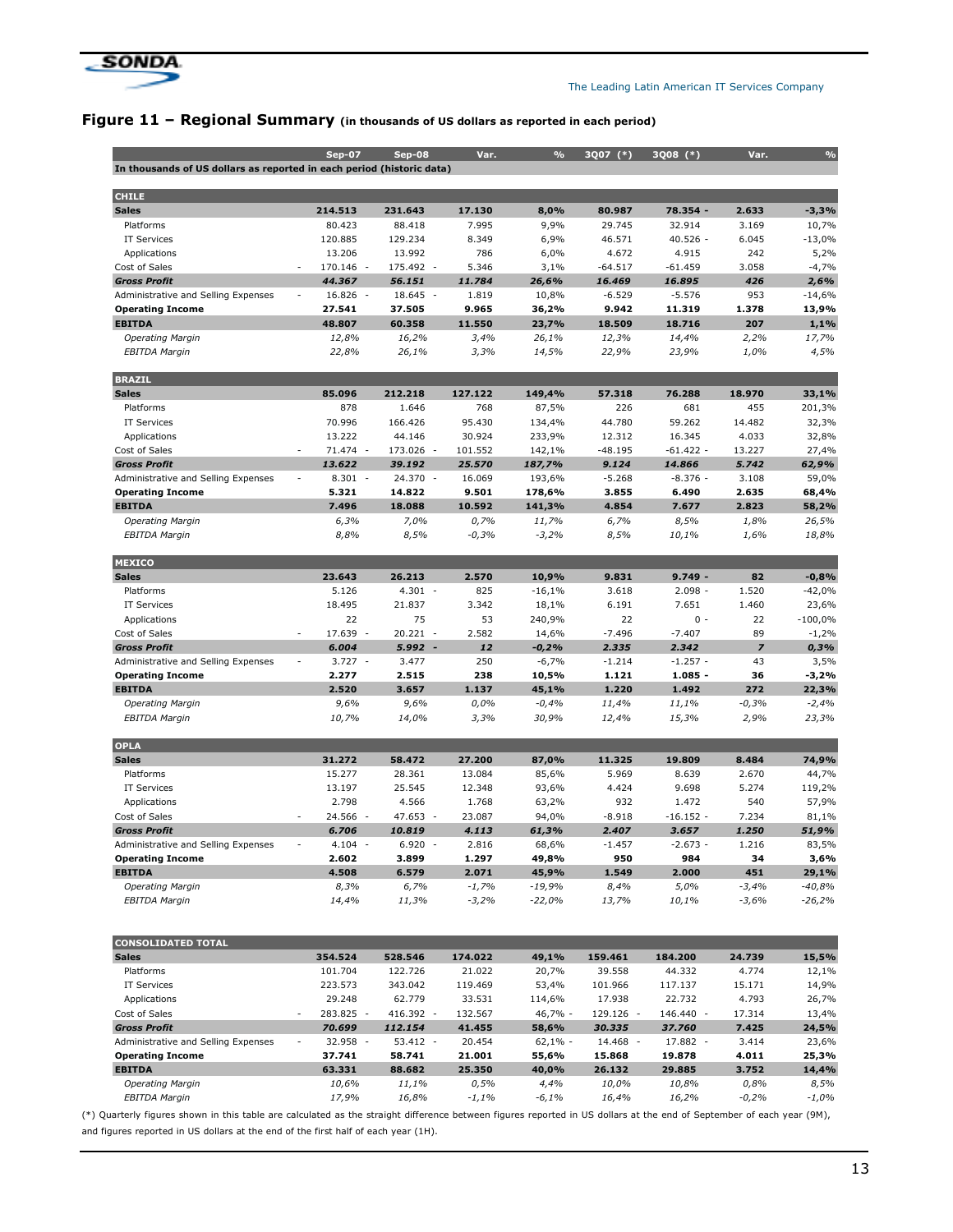## Figure 11 – Regional Summary (in thousands of US dollars as reported in each period)

| | Sep-07 | Sep-08 | Var. | % | 3Q07 (*) | 3Q08 (*) | Var. | % |
|---|---|---|---|---|---|---|---|---|
| **In thousands of US dollars as reported in each period (historic data)** | | | | | | | | |
| **CHILE** | | | | | | | | |
| **Sales** | **214.513** | **231.643** | **17.130** | **8,0%** | **80.987** | **78.354 -** | **2.633** | **-3,3%** |
| Platforms | 80.423 | 88.418 | 7.995 | 9,9% | 29.745 | 32.914 | 3.169 | 10,7% |
| IT Services | 120.885 | 129.234 | 8.349 | 6,9% | 46.571 | 40.526 - | 6.045 | -13,0% |
| Applications | 13.206 | 13.992 | 786 | 6,0% | 4.672 | 4.915 | 242 | 5,2% |
| Cost of Sales | - 170.146 - | 175.492 - | 5.346 | 3,1% | -64.517 | -61.459 | 3.058 | -4,7% |
| ***Gross Profit*** | ***44.367*** | ***56.151*** | ***11.784*** | ***26,6%*** | ***16.469*** | ***16.895*** | ***426*** | ***2,6%*** |
| Administrative and Selling Expenses | - 16.826 - | 18.645 - | 1.819 | 10,8% | -6.529 | -5.576 | 953 | -14,6% |
| **Operating Income** | **27.541** | **37.505** | **9.965** | **36,2%** | **9.942** | **11.319** | **1.378** | **13,9%** |
| **EBITDA** | **48.807** | **60.358** | **11.550** | **23,7%** | **18.509** | **18.716** | **207** | **1,1%** |
| *Operating Margin* | *12,8%* | *16,2%* | *3,4%* | *26,1%* | *12,3%* | *14,4%* | *2,2%* | *17,7%* |
| *EBITDA Margin* | *22,8%* | *26,1%* | *3,3%* | *14,5%* | *22,9%* | *23,9%* | *1,0%* | *4,5%* |
| **BRAZIL** | | | | | | | | |
| **Sales** | **85.096** | **212.218** | **127.122** | **149,4%** | **57.318** | **76.288** | **18.970** | **33,1%** |
| Platforms | 878 | 1.646 | 768 | 87,5% | 226 | 681 | 455 | 201,3% |
| IT Services | 70.996 | 166.426 | 95.430 | 134,4% | 44.780 | 59.262 | 14.482 | 32,3% |
| Applications | 13.222 | 44.146 | 30.924 | 233,9% | 12.312 | 16.345 | 4.033 | 32,8% |
| Cost of Sales | - 71.474 - | 173.026 - | 101.552 | 142,1% | -48.195 | -61.422 - | 13.227 | 27,4% |
| ***Gross Profit*** | ***13.622*** | ***39.192*** | ***25.570*** | ***187,7%*** | ***9.124*** | ***14.866*** | ***5.742*** | ***62,9%*** |
| Administrative and Selling Expenses | - 8.301 - | 24.370 - | 16.069 | 193,6% | -5.268 | -8.376 - | 3.108 | 59,0% |
| **Operating Income** | **5.321** | **14.822** | **9.501** | **178,6%** | **3.855** | **6.490** | **2.635** | **68,4%** |
| **EBITDA** | **7.496** | **18.088** | **10.592** | **141,3%** | **4.854** | **7.677** | **2.823** | **58,2%** |
| *Operating Margin* | *6,3%* | *7,0%* | *0,7%* | *11,7%* | *6,7%* | *8,5%* | *1,8%* | *26,5%* |
| *EBITDA Margin* | *8,8%* | *8,5%* | *-0,3%* | *-3,2%* | *8,5%* | *10,1%* | *1,6%* | *18,8%* |
| **MEXICO** | | | | | | | | |
| **Sales** | **23.643** | **26.213** | **2.570** | **10,9%** | **9.831** | **9.749 -** | **82** | **-0,8%** |
| Platforms | 5.126 | 4.301 - | 825 | -16,1% | 3.618 | 2.098 - | 1.520 | -42,0% |
| IT Services | 18.495 | 21.837 | 3.342 | 18,1% | 6.191 | 7.651 | 1.460 | 23,6% |
| Applications | 22 | 75 | 53 | 240,9% | 22 | 0 - | 22 | -100,0% |
| Cost of Sales | - 17.639 - | 20.221 - | 2.582 | 14,6% | -7.496 | -7.407 | 89 | -1,2% |
| ***Gross Profit*** | ***6.004*** | ***5.992 -*** | ***12*** | ***-0,2%*** | ***2.335*** | ***2.342*** | ***7*** | ***0,3%*** |
| Administrative and Selling Expenses | - 3.727 - | 3.477 | 250 | -6,7% | -1.214 | -1.257 - | 43 | 3,5% |
| **Operating Income** | **2.277** | **2.515** | **238** | **10,5%** | **1.121** | **1.085 -** | **36** | **-3,2%** |
| **EBITDA** | **2.520** | **3.657** | **1.137** | **45,1%** | **1.220** | **1.492** | **272** | **22,3%** |
| *Operating Margin* | *9,6%* | *9,6%* | *0,0%* | *-0,4%* | *11,4%* | *11,1%* | *-0,3%* | *-2,4%* |
| *EBITDA Margin* | *10,7%* | *14,0%* | *3,3%* | *30,9%* | *12,4%* | *15,3%* | *2,9%* | *23,3%* |
| **OPLA** | | | | | | | | |
| **Sales** | **31.272** | **58.472** | **27.200** | **87,0%** | **11.325** | **19.809** | **8.484** | **74,9%** |
| Platforms | 15.277 | 28.361 | 13.084 | 85,6% | 5.969 | 8.639 | 2.670 | 44,7% |
| IT Services | 13.197 | 25.545 | 12.348 | 93,6% | 4.424 | 9.698 | 5.274 | 119,2% |
| Applications | 2.798 | 4.566 | 1.768 | 63,2% | 932 | 1.472 | 540 | 57,9% |
| Cost of Sales | - 24.566 - | 47.653 - | 23.087 | 94,0% | -8.918 | -16.152 - | 7.234 | 81,1% |
| ***Gross Profit*** | ***6.706*** | ***10.819*** | ***4.113*** | ***61,3%*** | ***2.407*** | ***3.657*** | ***1.250*** | ***51,9%*** |
| Administrative and Selling Expenses | - 4.104 - | 6.920 - | 2.816 | 68,6% | -1.457 | -2.673 - | 1.216 | 83,5% |
| **Operating Income** | **2.602** | **3.899** | **1.297** | **49,8%** | **950** | **984** | **34** | **3,6%** |
| **EBITDA** | **4.508** | **6.579** | **2.071** | **45,9%** | **1.549** | **2.000** | **451** | **29,1%** |
| *Operating Margin* | *8,3%* | *6,7%* | *-1,7%* | *-19,9%* | *8,4%* | *5,0%* | *-3,4%* | *-40,8%* |
| *EBITDA Margin* | *14,4%* | *11,3%* | *-3,2%* | *-22,0%* | *13,7%* | *10,1%* | *-3,6%* | *-26,2%* |
| **CONSOLIDATED TOTAL** | | | | | | | | |
| **Sales** | **354.524** | **528.546** | **174.022** | **49,1%** | **159.461** | **184.200** | **24.739** | **15,5%** |
| Platforms | 101.704 | 122.726 | 21.022 | 20,7% | 39.558 | 44.332 | 4.774 | 12,1% |
| IT Services | 223.573 | 343.042 | 119.469 | 53,4% | 101.966 | 117.137 | 15.171 | 14,9% |
| Applications | 29.248 | 62.779 | 33.531 | 114,6% | 17.938 | 22.732 | 4.793 | 26,7% |
| Cost of Sales | - 283.825 - | 416.392 - | 132.567 | 46,7% - | 129.126 - | 146.440 - | 17.314 | 13,4% |
| ***Gross Profit*** | ***70.699*** | ***112.154*** | ***41.455*** | ***58,6%*** | ***30.335*** | ***37.760*** | ***7.425*** | ***24,5%*** |
| Administrative and Selling Expenses | - 32.958 - | 53.412 - | 20.454 | 62,1% - | 14.468 - | 17.882 - | 3.414 | 23,6% |
| **Operating Income** | **37.741** | **58.741** | **21.001** | **55,6%** | **15.868** | **19.878** | **4.011** | **25,3%** |
| **EBITDA** | **63.331** | **88.682** | **25.350** | **40,0%** | **26.132** | **29.885** | **3.752** | **14,4%** |
| *Operating Margin* | *10,6%* | *11,1%* | *0,5%* | *4,4%* | *10,0%* | *10,8%* | *0,8%* | *8,5%* |
| *EBITDA Margin* | *17,9%* | *16,8%* | *-1,1%* | *-6,1%* | *16,4%* | *16,2%* | *-0,2%* | *-1,0%* |

(*) Quarterly figures shown in this table are calculated as the straight difference between figures reported in US dollars at the end of September of each year (9M), and figures reported in US dollars at the end of the first half of each year (1H).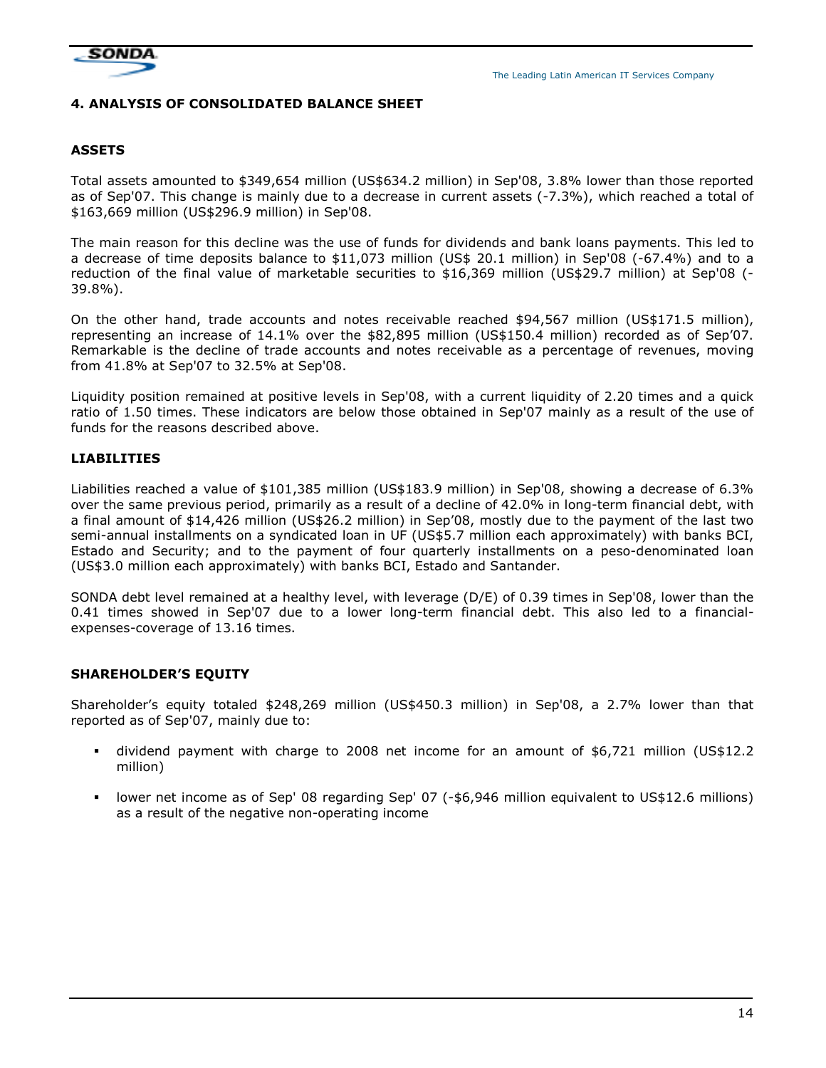## 4. ANALYSIS OF CONSOLIDATED BALANCE SHEET

### ASSETS

Total assets amounted to $349,654 million (US$634.2 million) in Sep'08, 3.8% lower than those reported as of Sep'07. This change is mainly due to a decrease in current assets (-7.3%), which reached a total of $163,669 million (US$296.9 million) in Sep'08.

The main reason for this decline was the use of funds for dividends and bank loans payments. This led to a decrease of time deposits balance to $11,073 million (US$ 20.1 million) in Sep'08 (-67.4%) and to a reduction of the final value of marketable securities to $16,369 million (US$29.7 million) at Sep'08 (-39.8%).

On the other hand, trade accounts and notes receivable reached $94,567 million (US$171.5 million), representing an increase of 14.1% over the $82,895 million (US$150.4 million) recorded as of Sep'07. Remarkable is the decline of trade accounts and notes receivable as a percentage of revenues, moving from 41.8% at Sep'07 to 32.5% at Sep'08.

Liquidity position remained at positive levels in Sep'08, with a current liquidity of 2.20 times and a quick ratio of 1.50 times. These indicators are below those obtained in Sep'07 mainly as a result of the use of funds for the reasons described above.

### LIABILITIES

Liabilities reached a value of $101,385 million (US$183.9 million) in Sep'08, showing a decrease of 6.3% over the same previous period, primarily as a result of a decline of 42.0% in long-term financial debt, with a final amount of $14,426 million (US$26.2 million) in Sep'08, mostly due to the payment of the last two semi-annual installments on a syndicated loan in UF (US$5.7 million each approximately) with banks BCI, Estado and Security; and to the payment of four quarterly installments on a peso-denominated loan (US$3.0 million each approximately) with banks BCI, Estado and Santander.

SONDA debt level remained at a healthy level, with leverage (D/E) of 0.39 times in Sep'08, lower than the 0.41 times showed in Sep'07 due to a lower long-term financial debt. This also led to a financial-expenses-coverage of 13.16 times.

### SHAREHOLDER'S EQUITY

Shareholder's equity totaled $248,269 million (US$450.3 million) in Sep'08, a 2.7% lower than that reported as of Sep'07, mainly due to:

- dividend payment with charge to 2008 net income for an amount of $6,721 million (US$12.2 million)
- lower net income as of Sep' 08 regarding Sep' 07 (-$6,946 million equivalent to US$12.6 millions) as a result of the negative non-operating income